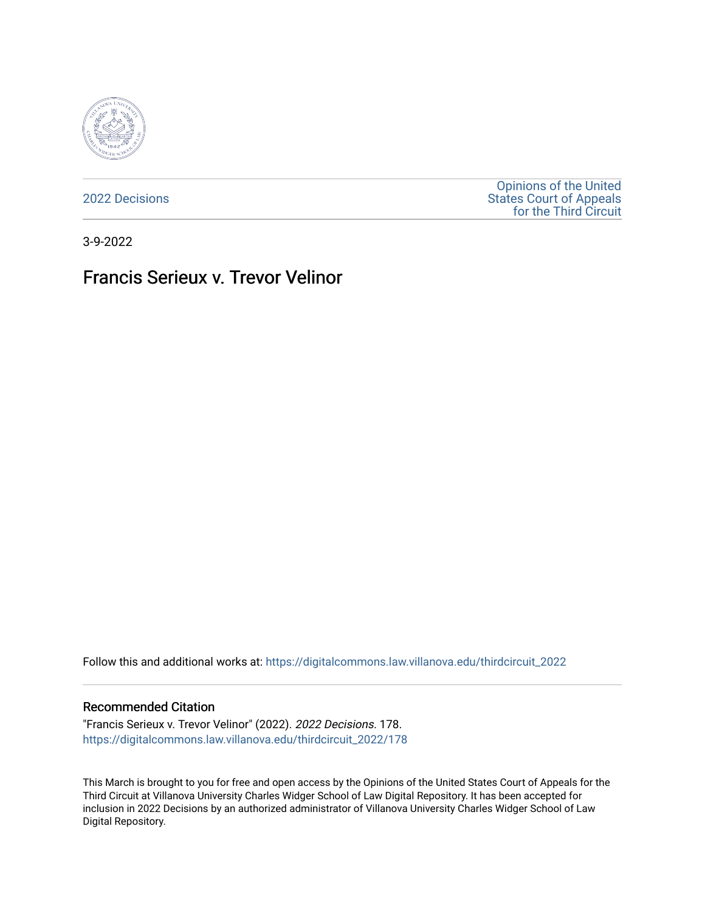2022 Decisions

Opinions of the United States Court of Appeals for the Third Circuit

3-9-2022

# Francis Serieux v. Trevor Velinor

Follow this and additional works at: https://digitalcommons.law.villanova.edu/thirdcircuit_2022

## Recommended Citation

"Francis Serieux v. Trevor Velinor" (2022). *2022 Decisions*. 178.
https://digitalcommons.law.villanova.edu/thirdcircuit_2022/178

This March is brought to you for free and open access by the Opinions of the United States Court of Appeals for the Third Circuit at Villanova University Charles Widger School of Law Digital Repository. It has been accepted for inclusion in 2022 Decisions by an authorized administrator of Villanova University Charles Widger School of Law Digital Repository.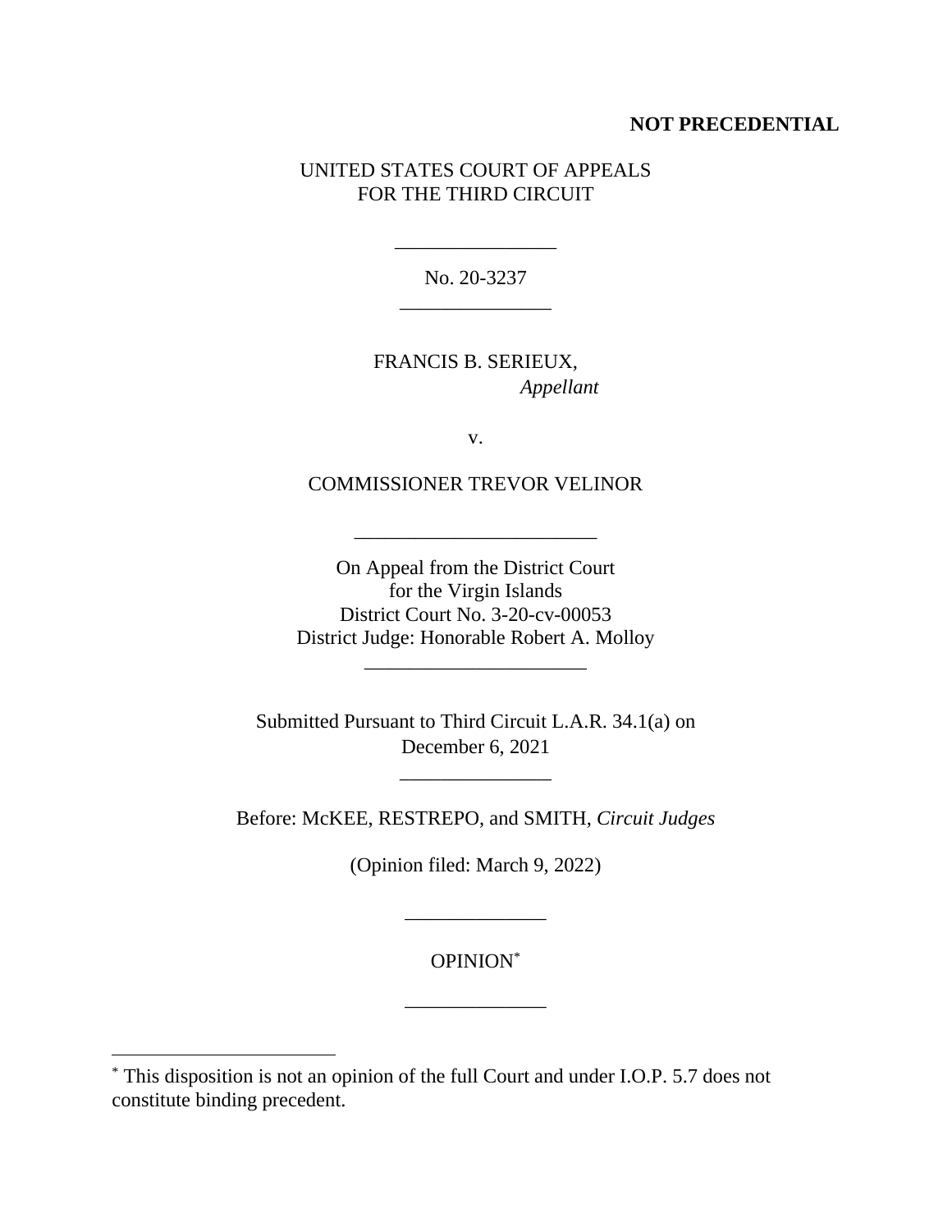**NOT PRECEDENTIAL**

UNITED STATES COURT OF APPEALS
FOR THE THIRD CIRCUIT

---

No. 20-3237

---

FRANCIS B. SERIEUX,
*Appellant*

v.

COMMISSIONER TREVOR VELINOR

---

On Appeal from the District Court
for the Virgin Islands
District Court No. 3-20-cv-00053
District Judge: Honorable Robert A. Molloy

---

Submitted Pursuant to Third Circuit L.A.R. 34.1(a) on
December 6, 2021

---

Before: McKEE, RESTREPO, and SMITH, *Circuit Judges*

(Opinion filed: March 9, 2022)

---

OPINION[*]

---

[*] This disposition is not an opinion of the full Court and under I.O.P. 5.7 does not constitute binding precedent.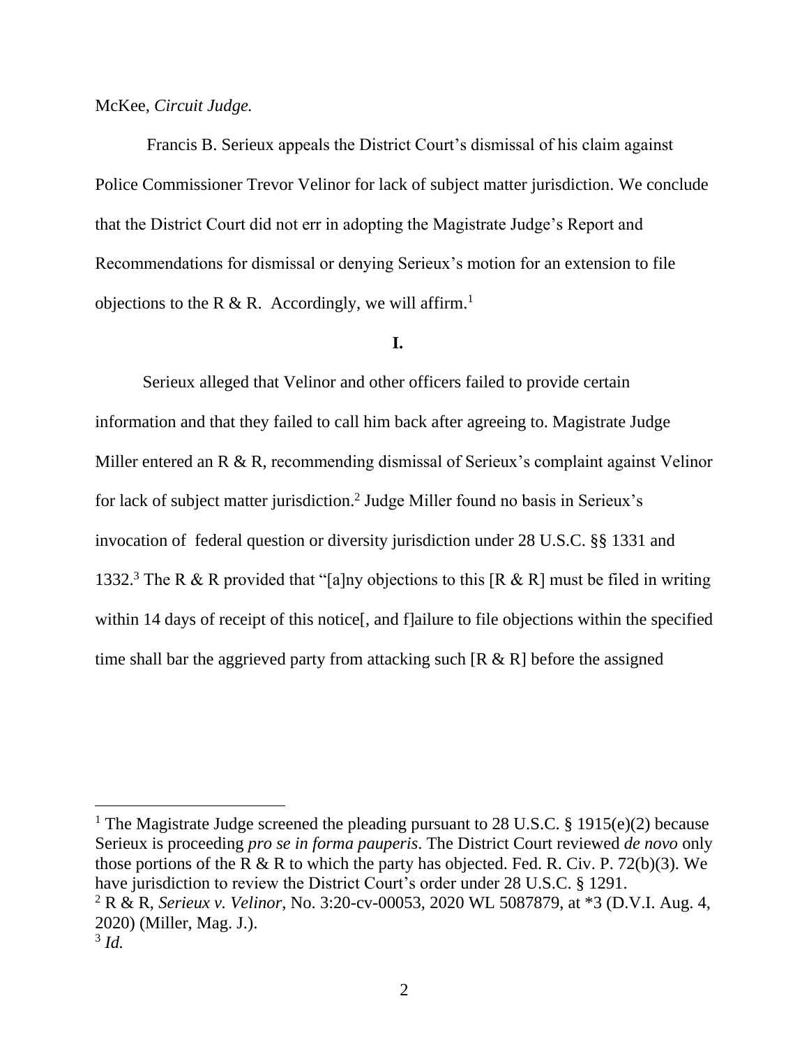McKee, *Circuit Judge.*

Francis B. Serieux appeals the District Court's dismissal of his claim against Police Commissioner Trevor Velinor for lack of subject matter jurisdiction. We conclude that the District Court did not err in adopting the Magistrate Judge's Report and Recommendations for dismissal or denying Serieux's motion for an extension to file objections to the R & R. Accordingly, we will affirm.[1]

**I.**

Serieux alleged that Velinor and other officers failed to provide certain information and that they failed to call him back after agreeing to. Magistrate Judge Miller entered an R & R, recommending dismissal of Serieux's complaint against Velinor for lack of subject matter jurisdiction.[2] Judge Miller found no basis in Serieux's invocation of federal question or diversity jurisdiction under 28 U.S.C. §§ 1331 and 1332.[3] The R & R provided that "[a]ny objections to this [R & R] must be filed in writing within 14 days of receipt of this notice[, and f]ailure to file objections within the specified time shall bar the aggrieved party from attacking such [R & R] before the assigned

---

[1] The Magistrate Judge screened the pleading pursuant to 28 U.S.C. § 1915(e)(2) because Serieux is proceeding *pro se in forma pauperis*. The District Court reviewed *de novo* only those portions of the R & R to which the party has objected. Fed. R. Civ. P. 72(b)(3). We have jurisdiction to review the District Court's order under 28 U.S.C. § 1291.

[2] R & R, *Serieux v. Velinor*, No. 3:20-cv-00053, 2020 WL 5087879, at *3 (D.V.I. Aug. 4, 2020) (Miller, Mag. J.).

[3] *Id.*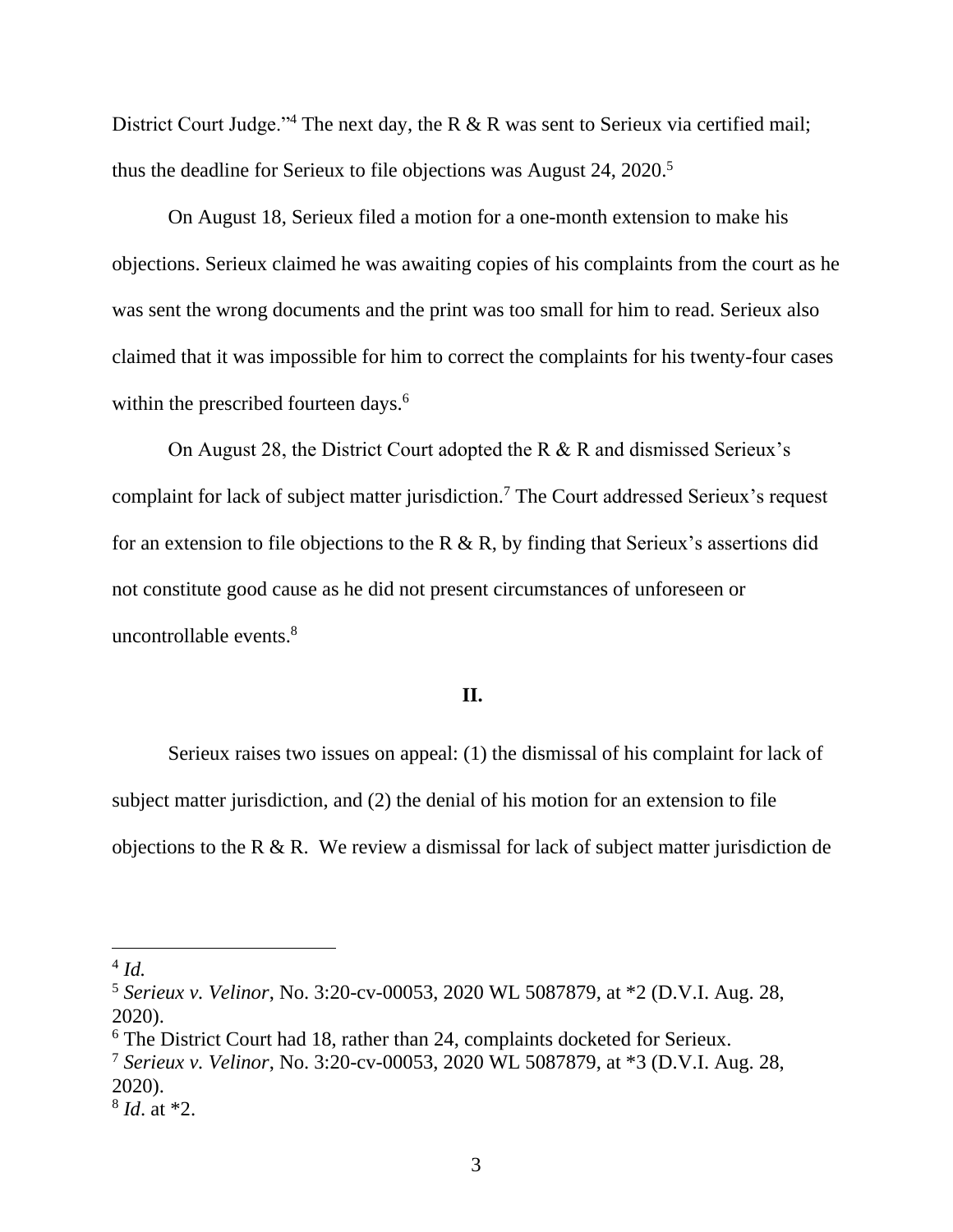District Court Judge."[4] The next day, the R & R was sent to Serieux via certified mail; thus the deadline for Serieux to file objections was August 24, 2020.[5]

On August 18, Serieux filed a motion for a one-month extension to make his objections. Serieux claimed he was awaiting copies of his complaints from the court as he was sent the wrong documents and the print was too small for him to read. Serieux also claimed that it was impossible for him to correct the complaints for his twenty-four cases within the prescribed fourteen days.[6]

On August 28, the District Court adopted the R & R and dismissed Serieux's complaint for lack of subject matter jurisdiction.[7] The Court addressed Serieux's request for an extension to file objections to the R & R, by finding that Serieux's assertions did not constitute good cause as he did not present circumstances of unforeseen or uncontrollable events.[8]

## II.

Serieux raises two issues on appeal: (1) the dismissal of his complaint for lack of subject matter jurisdiction, and (2) the denial of his motion for an extension to file objections to the R & R. We review a dismissal for lack of subject matter jurisdiction de

---

[4] *Id.*

[5] *Serieux v. Velinor*, No. 3:20-cv-00053, 2020 WL 5087879, at *2 (D.V.I. Aug. 28, 2020).

[6] The District Court had 18, rather than 24, complaints docketed for Serieux.

[7] *Serieux v. Velinor*, No. 3:20-cv-00053, 2020 WL 5087879, at *3 (D.V.I. Aug. 28, 2020).

[8] *Id*. at *2.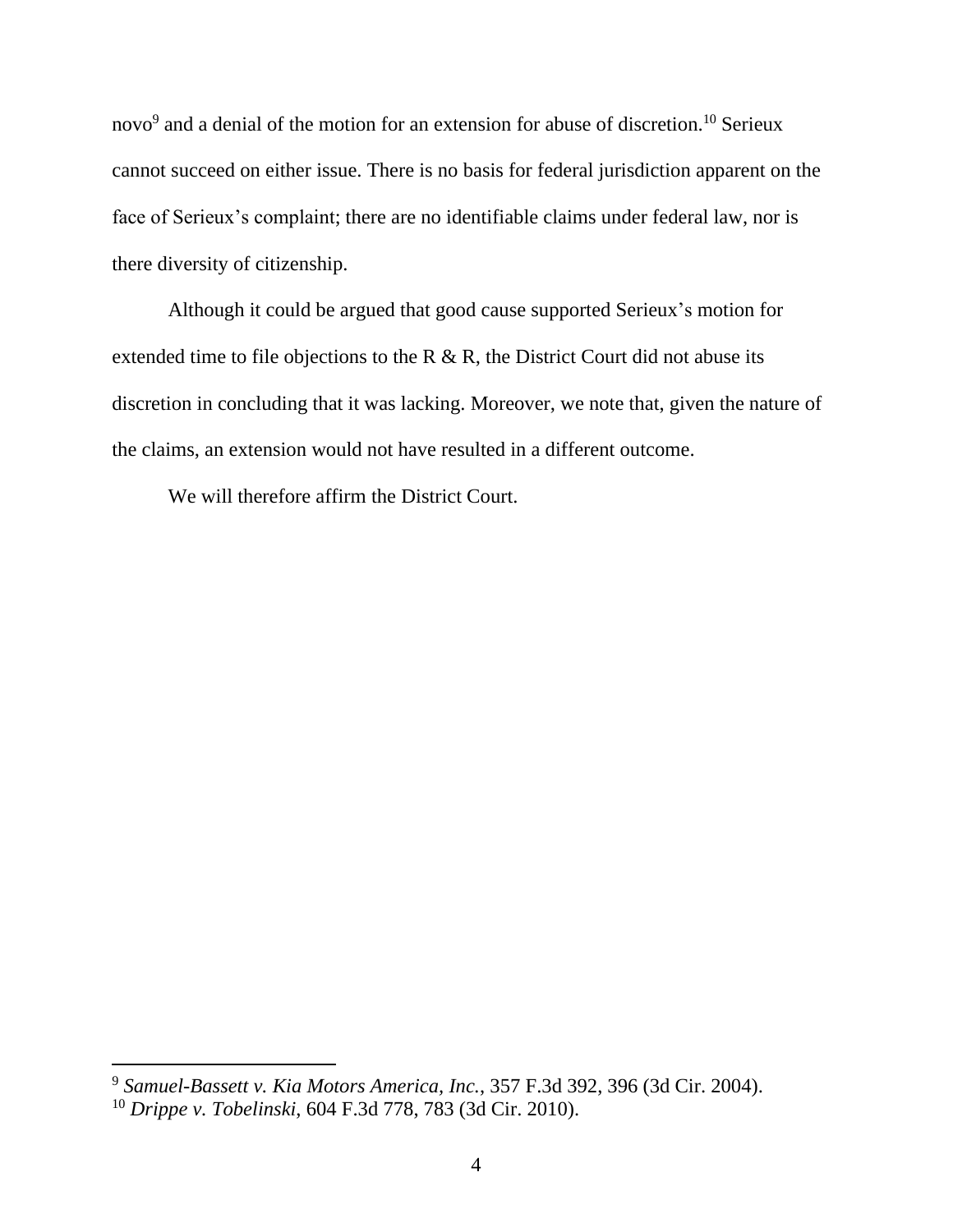novo[9] and a denial of the motion for an extension for abuse of discretion.[10] Serieux cannot succeed on either issue. There is no basis for federal jurisdiction apparent on the face of Serieux's complaint; there are no identifiable claims under federal law, nor is there diversity of citizenship.

Although it could be argued that good cause supported Serieux's motion for extended time to file objections to the R & R, the District Court did not abuse its discretion in concluding that it was lacking. Moreover, we note that, given the nature of the claims, an extension would not have resulted in a different outcome.

We will therefore affirm the District Court.

---

[9] *Samuel-Bassett v. Kia Motors America, Inc.*, 357 F.3d 392, 396 (3d Cir. 2004).

[10] *Drippe v. Tobelinski*, 604 F.3d 778, 783 (3d Cir. 2010).